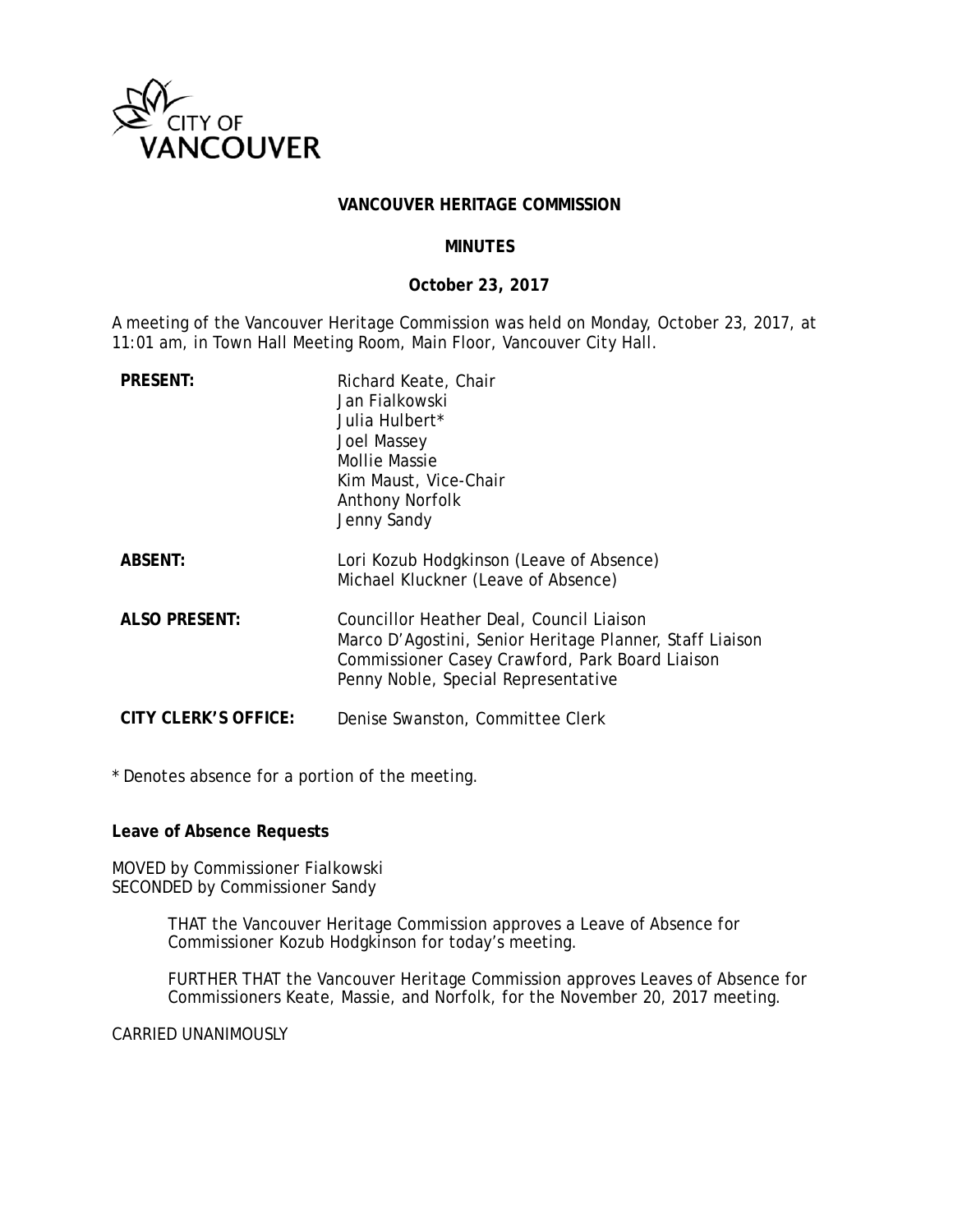CITY OF VANCOUVER

# VANCOUVER HERITAGE COMMISSION

## MINUTES

### October 23, 2017

A meeting of the Vancouver Heritage Commission was held on Monday, October 23, 2017, at 11:01 am, in Town Hall Meeting Room, Main Floor, Vancouver City Hall.

| | |
|---|---|
| **PRESENT:** | Richard Keate, Chair<br>Jan Fialkowski<br>Julia Hulbert*<br>Joel Massey<br>Mollie Massie<br>Kim Maust, Vice-Chair<br>Anthony Norfolk<br>Jenny Sandy |
| **ABSENT:** | Lori Kozub Hodgkinson (Leave of Absence)<br>Michael Kluckner (Leave of Absence) |
| **ALSO PRESENT:** | Councillor Heather Deal, Council Liaison<br>Marco D'Agostini, Senior Heritage Planner, Staff Liaison<br>Commissioner Casey Crawford, Park Board Liaison<br>Penny Noble, Special Representative |
| **CITY CLERK'S OFFICE:** | Denise Swanston, Committee Clerk |

* Denotes absence for a portion of the meeting.

**Leave of Absence Requests**

MOVED by Commissioner Fialkowski
SECONDED by Commissioner Sandy

> THAT the Vancouver Heritage Commission approves a Leave of Absence for Commissioner Kozub Hodgkinson for today's meeting.
>
> FURTHER THAT the Vancouver Heritage Commission approves Leaves of Absence for Commissioners Keate, Massie, and Norfolk, for the November 20, 2017 meeting.

CARRIED UNANIMOUSLY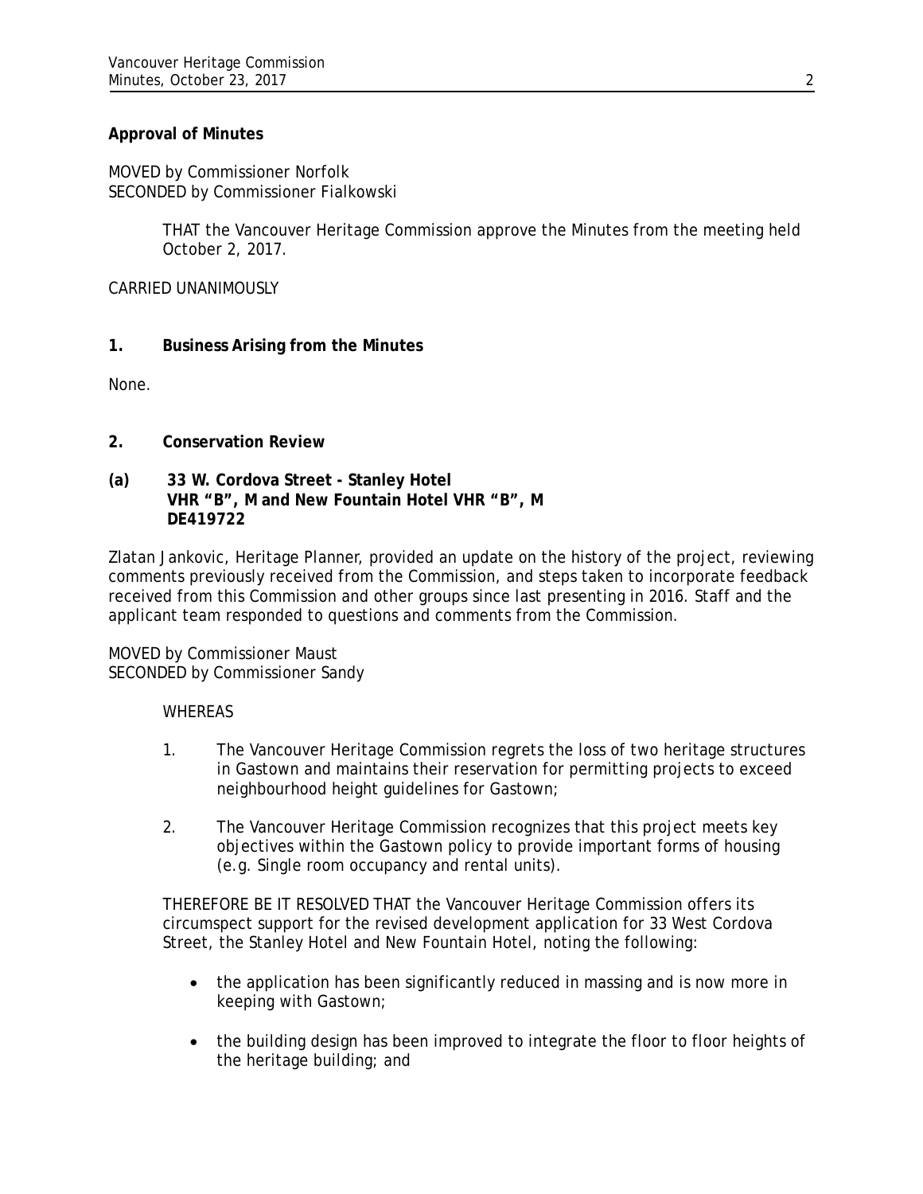**Approval of Minutes**

MOVED by Commissioner Norfolk
SECONDED by Commissioner Fialkowski

> THAT the Vancouver Heritage Commission approve the Minutes from the meeting held October 2, 2017.

CARRIED UNANIMOUSLY

**1. Business Arising from the Minutes**

None.

**2. Conservation Review**

**(a) 33 W. Cordova Street - Stanley Hotel VHR "B", M and New Fountain Hotel VHR "B", M DE419722**

Zlatan Jankovic, Heritage Planner, provided an update on the history of the project, reviewing comments previously received from the Commission, and steps taken to incorporate feedback received from this Commission and other groups since last presenting in 2016. Staff and the applicant team responded to questions and comments from the Commission.

MOVED by Commissioner Maust
SECONDED by Commissioner Sandy

> WHEREAS
>
> 1. The Vancouver Heritage Commission regrets the loss of two heritage structures in Gastown and maintains their reservation for permitting projects to exceed neighbourhood height guidelines for Gastown;
>
> 2. The Vancouver Heritage Commission recognizes that this project meets key objectives within the Gastown policy to provide important forms of housing (e.g. Single room occupancy and rental units).
>
> THEREFORE BE IT RESOLVED THAT the Vancouver Heritage Commission offers its circumspect support for the revised development application for 33 West Cordova Street, the Stanley Hotel and New Fountain Hotel, noting the following:
>
> - the application has been significantly reduced in massing and is now more in keeping with Gastown;
>
> - the building design has been improved to integrate the floor to floor heights of the heritage building; and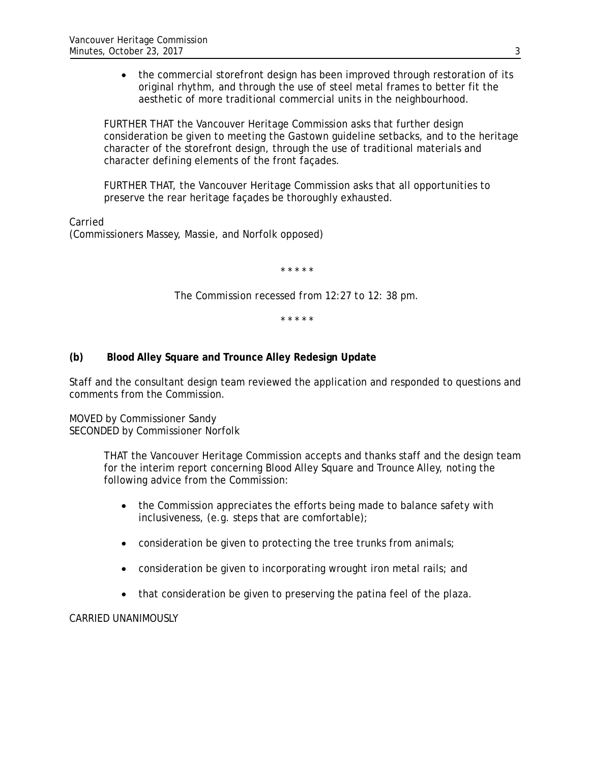- the commercial storefront design has been improved through restoration of its original rhythm, and through the use of steel metal frames to better fit the aesthetic of more traditional commercial units in the neighbourhood.

FURTHER THAT the Vancouver Heritage Commission asks that further design consideration be given to meeting the Gastown guideline setbacks, and to the heritage character of the storefront design, through the use of traditional materials and character defining elements of the front façades.

FURTHER THAT, the Vancouver Heritage Commission asks that all opportunities to preserve the rear heritage façades be thoroughly exhausted.

Carried
(Commissioners Massey, Massie, and Norfolk opposed)

\* \* \* \* \*

*The Commission recessed from 12:27 to 12: 38 pm.*

\* \* \* \* \*

**(b) Blood Alley Square and Trounce Alley Redesign Update**

Staff and the consultant design team reviewed the application and responded to questions and comments from the Commission.

MOVED by Commissioner Sandy
SECONDED by Commissioner Norfolk

THAT the Vancouver Heritage Commission accepts and thanks staff and the design team for the interim report concerning Blood Alley Square and Trounce Alley, noting the following advice from the Commission:

- the Commission appreciates the efforts being made to balance safety with inclusiveness, (e.g. steps that are comfortable);
- consideration be given to protecting the tree trunks from animals;
- consideration be given to incorporating wrought iron metal rails; and
- that consideration be given to preserving the patina feel of the plaza.

CARRIED UNANIMOUSLY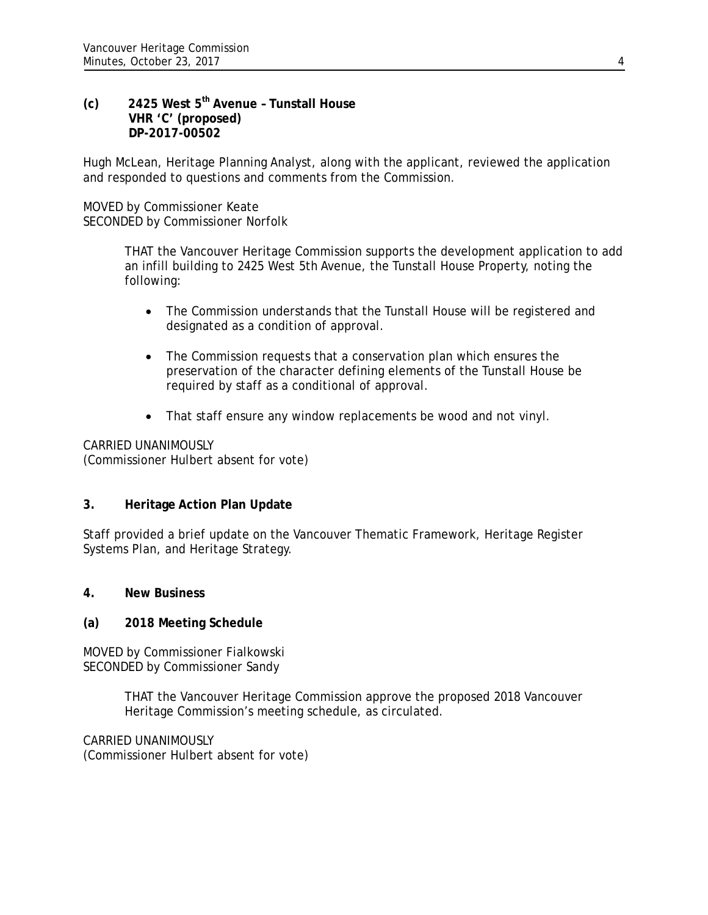**(c) 2425 West 5th Avenue – Tunstall House**
**VHR 'C' (proposed)**
**DP-2017-00502**

Hugh McLean, Heritage Planning Analyst, along with the applicant, reviewed the application and responded to questions and comments from the Commission.

MOVED by Commissioner Keate
SECONDED by Commissioner Norfolk

> THAT the Vancouver Heritage Commission supports the development application to add an infill building to 2425 West 5th Avenue, the Tunstall House Property, noting the following:
>
> - The Commission understands that the Tunstall House will be registered and designated as a condition of approval.
> - The Commission requests that a conservation plan which ensures the preservation of the character defining elements of the Tunstall House be required by staff as a conditional of approval.
> - That staff ensure any window replacements be wood and not vinyl.

CARRIED UNANIMOUSLY
(Commissioner Hulbert absent for vote)

## 3. Heritage Action Plan Update

Staff provided a brief update on the Vancouver Thematic Framework, Heritage Register Systems Plan, and Heritage Strategy.

## 4. New Business

**(a) 2018 Meeting Schedule**

MOVED by Commissioner Fialkowski
SECONDED by Commissioner Sandy

> THAT the Vancouver Heritage Commission approve the proposed 2018 Vancouver Heritage Commission's meeting schedule, as circulated.

CARRIED UNANIMOUSLY
(Commissioner Hulbert absent for vote)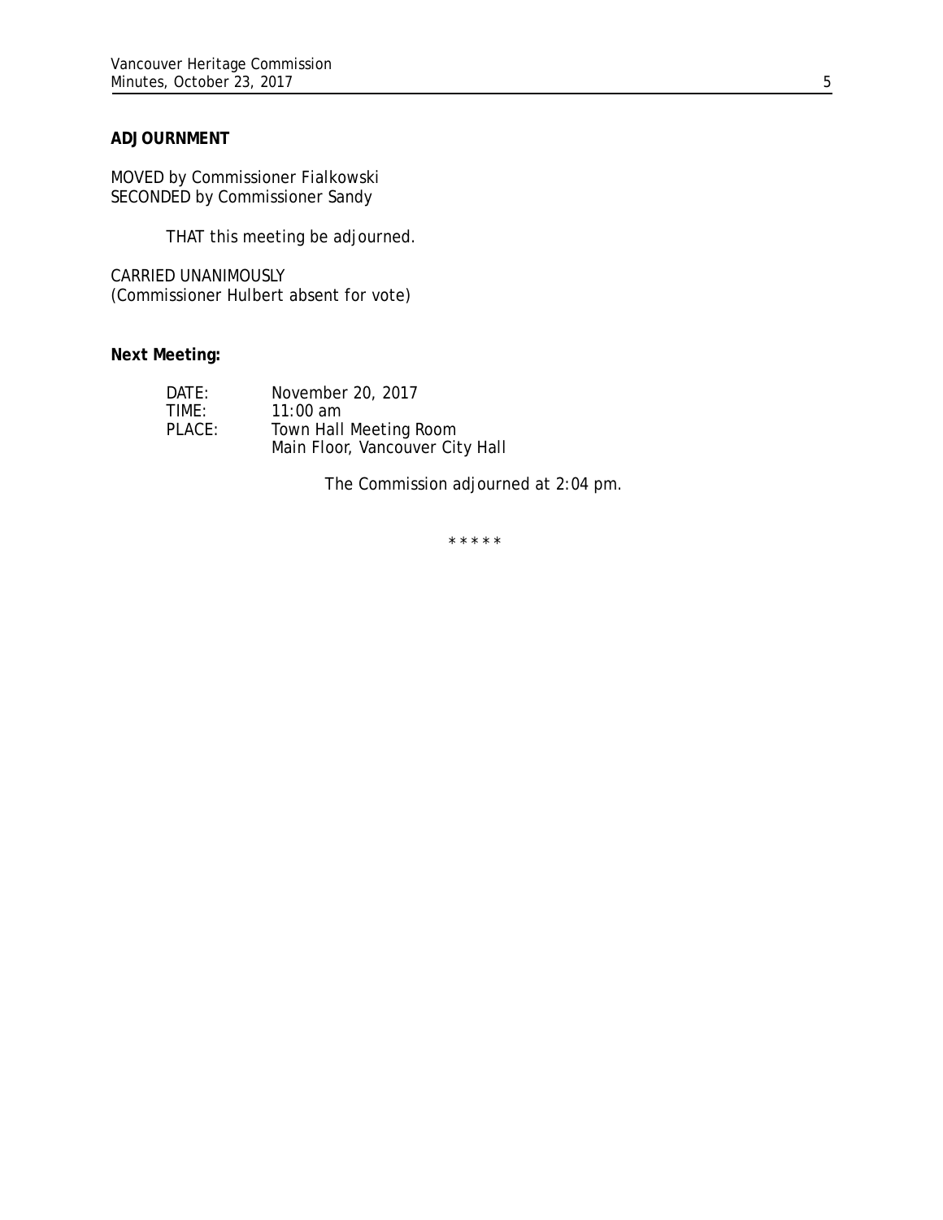**ADJOURNMENT**

MOVED by Commissioner Fialkowski
SECONDED by Commissioner Sandy

> THAT this meeting be adjourned.

CARRIED UNANIMOUSLY
(Commissioner Hulbert absent for vote)

**Next Meeting:**

| | |
|---|---|
| DATE: | November 20, 2017 |
| TIME: | 11:00 am |
| PLACE: | Town Hall Meeting Room<br>Main Floor, Vancouver City Hall |

The Commission adjourned at 2:04 pm.

\* \* \* \* \*